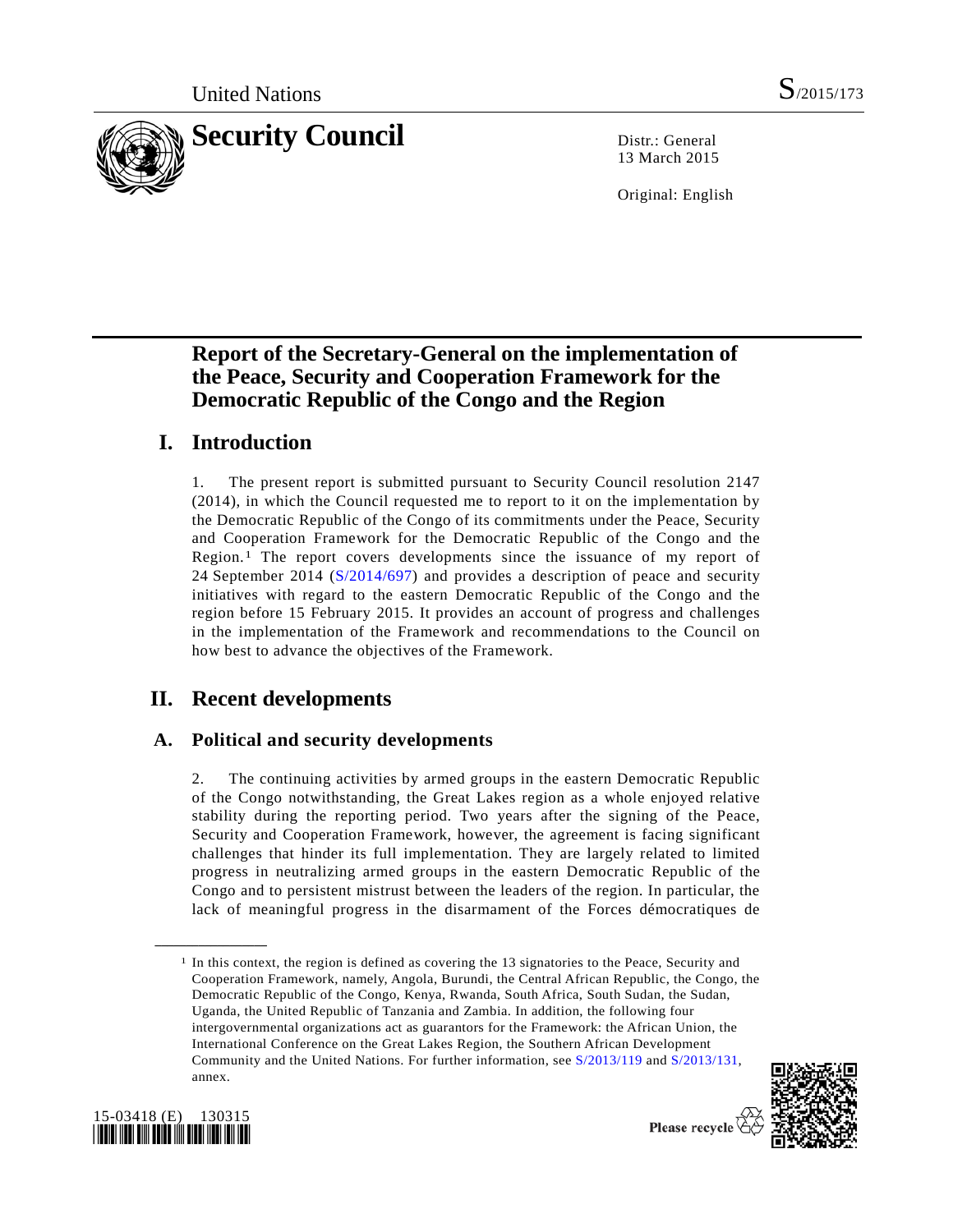United Nations S/2015/173

# Security Council

Distr.: General
13 March 2015

Original: English

# Report of the Secretary-General on the implementation of the Peace, Security and Cooperation Framework for the Democratic Republic of the Congo and the Region

## I. Introduction

1. The present report is submitted pursuant to Security Council resolution 2147 (2014), in which the Council requested me to report to it on the implementation by the Democratic Republic of the Congo of its commitments under the Peace, Security and Cooperation Framework for the Democratic Republic of the Congo and the Region.[1] The report covers developments since the issuance of my report of 24 September 2014 (S/2014/697) and provides a description of peace and security initiatives with regard to the eastern Democratic Republic of the Congo and the region before 15 February 2015. It provides an account of progress and challenges in the implementation of the Framework and recommendations to the Council on how best to advance the objectives of the Framework.

## II. Recent developments

### A. Political and security developments

2. The continuing activities by armed groups in the eastern Democratic Republic of the Congo notwithstanding, the Great Lakes region as a whole enjoyed relative stability during the reporting period. Two years after the signing of the Peace, Security and Cooperation Framework, however, the agreement is facing significant challenges that hinder its full implementation. They are largely related to limited progress in neutralizing armed groups in the eastern Democratic Republic of the Congo and to persistent mistrust between the leaders of the region. In particular, the lack of meaningful progress in the disarmament of the Forces démocratiques de

---

[1] In this context, the region is defined as covering the 13 signatories to the Peace, Security and Cooperation Framework, namely, Angola, Burundi, the Central African Republic, the Congo, the Democratic Republic of the Congo, Kenya, Rwanda, South Africa, South Sudan, the Sudan, Uganda, the United Republic of Tanzania and Zambia. In addition, the following four intergovernmental organizations act as guarantors for the Framework: the African Union, the International Conference on the Great Lakes Region, the Southern African Development Community and the United Nations. For further information, see S/2013/119 and S/2013/131, annex.

15-03418 (E) 130315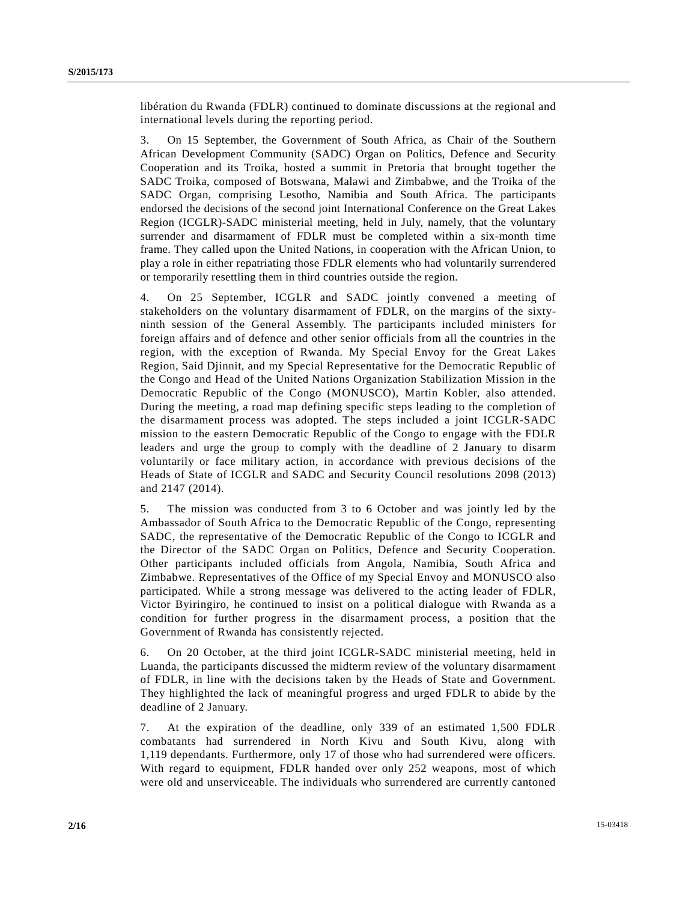libération du Rwanda (FDLR) continued to dominate discussions at the regional and international levels during the reporting period.

3. On 15 September, the Government of South Africa, as Chair of the Southern African Development Community (SADC) Organ on Politics, Defence and Security Cooperation and its Troika, hosted a summit in Pretoria that brought together the SADC Troika, composed of Botswana, Malawi and Zimbabwe, and the Troika of the SADC Organ, comprising Lesotho, Namibia and South Africa. The participants endorsed the decisions of the second joint International Conference on the Great Lakes Region (ICGLR)-SADC ministerial meeting, held in July, namely, that the voluntary surrender and disarmament of FDLR must be completed within a six-month time frame. They called upon the United Nations, in cooperation with the African Union, to play a role in either repatriating those FDLR elements who had voluntarily surrendered or temporarily resettling them in third countries outside the region.

4. On 25 September, ICGLR and SADC jointly convened a meeting of stakeholders on the voluntary disarmament of FDLR, on the margins of the sixty-ninth session of the General Assembly. The participants included ministers for foreign affairs and of defence and other senior officials from all the countries in the region, with the exception of Rwanda. My Special Envoy for the Great Lakes Region, Said Djinnit, and my Special Representative for the Democratic Republic of the Congo and Head of the United Nations Organization Stabilization Mission in the Democratic Republic of the Congo (MONUSCO), Martin Kobler, also attended. During the meeting, a road map defining specific steps leading to the completion of the disarmament process was adopted. The steps included a joint ICGLR-SADC mission to the eastern Democratic Republic of the Congo to engage with the FDLR leaders and urge the group to comply with the deadline of 2 January to disarm voluntarily or face military action, in accordance with previous decisions of the Heads of State of ICGLR and SADC and Security Council resolutions 2098 (2013) and 2147 (2014).

5. The mission was conducted from 3 to 6 October and was jointly led by the Ambassador of South Africa to the Democratic Republic of the Congo, representing SADC, the representative of the Democratic Republic of the Congo to ICGLR and the Director of the SADC Organ on Politics, Defence and Security Cooperation. Other participants included officials from Angola, Namibia, South Africa and Zimbabwe. Representatives of the Office of my Special Envoy and MONUSCO also participated. While a strong message was delivered to the acting leader of FDLR, Victor Byiringiro, he continued to insist on a political dialogue with Rwanda as a condition for further progress in the disarmament process, a position that the Government of Rwanda has consistently rejected.

6. On 20 October, at the third joint ICGLR-SADC ministerial meeting, held in Luanda, the participants discussed the midterm review of the voluntary disarmament of FDLR, in line with the decisions taken by the Heads of State and Government. They highlighted the lack of meaningful progress and urged FDLR to abide by the deadline of 2 January.

7. At the expiration of the deadline, only 339 of an estimated 1,500 FDLR combatants had surrendered in North Kivu and South Kivu, along with 1,119 dependants. Furthermore, only 17 of those who had surrendered were officers. With regard to equipment, FDLR handed over only 252 weapons, most of which were old and unserviceable. The individuals who surrendered are currently cantoned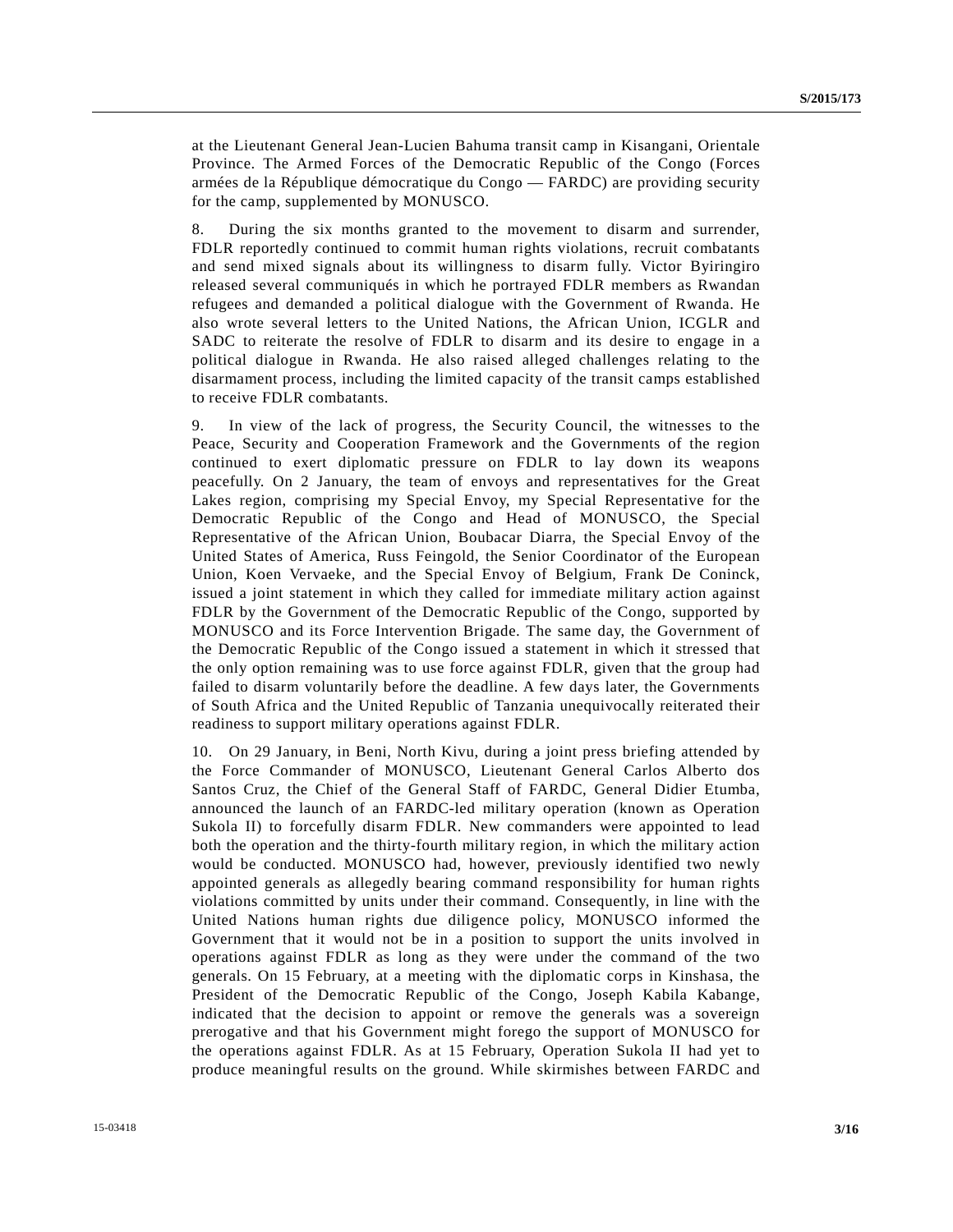at the Lieutenant General Jean-Lucien Bahuma transit camp in Kisangani, Orientale Province. The Armed Forces of the Democratic Republic of the Congo (Forces armées de la République démocratique du Congo — FARDC) are providing security for the camp, supplemented by MONUSCO.

8. During the six months granted to the movement to disarm and surrender, FDLR reportedly continued to commit human rights violations, recruit combatants and send mixed signals about its willingness to disarm fully. Victor Byiringiro released several communiqués in which he portrayed FDLR members as Rwandan refugees and demanded a political dialogue with the Government of Rwanda. He also wrote several letters to the United Nations, the African Union, ICGLR and SADC to reiterate the resolve of FDLR to disarm and its desire to engage in a political dialogue in Rwanda. He also raised alleged challenges relating to the disarmament process, including the limited capacity of the transit camps established to receive FDLR combatants.

9. In view of the lack of progress, the Security Council, the witnesses to the Peace, Security and Cooperation Framework and the Governments of the region continued to exert diplomatic pressure on FDLR to lay down its weapons peacefully. On 2 January, the team of envoys and representatives for the Great Lakes region, comprising my Special Envoy, my Special Representative for the Democratic Republic of the Congo and Head of MONUSCO, the Special Representative of the African Union, Boubacar Diarra, the Special Envoy of the United States of America, Russ Feingold, the Senior Coordinator of the European Union, Koen Vervaeke, and the Special Envoy of Belgium, Frank De Coninck, issued a joint statement in which they called for immediate military action against FDLR by the Government of the Democratic Republic of the Congo, supported by MONUSCO and its Force Intervention Brigade. The same day, the Government of the Democratic Republic of the Congo issued a statement in which it stressed that the only option remaining was to use force against FDLR, given that the group had failed to disarm voluntarily before the deadline. A few days later, the Governments of South Africa and the United Republic of Tanzania unequivocally reiterated their readiness to support military operations against FDLR.

10. On 29 January, in Beni, North Kivu, during a joint press briefing attended by the Force Commander of MONUSCO, Lieutenant General Carlos Alberto dos Santos Cruz, the Chief of the General Staff of FARDC, General Didier Etumba, announced the launch of an FARDC-led military operation (known as Operation Sukola II) to forcefully disarm FDLR. New commanders were appointed to lead both the operation and the thirty-fourth military region, in which the military action would be conducted. MONUSCO had, however, previously identified two newly appointed generals as allegedly bearing command responsibility for human rights violations committed by units under their command. Consequently, in line with the United Nations human rights due diligence policy, MONUSCO informed the Government that it would not be in a position to support the units involved in operations against FDLR as long as they were under the command of the two generals. On 15 February, at a meeting with the diplomatic corps in Kinshasa, the President of the Democratic Republic of the Congo, Joseph Kabila Kabange, indicated that the decision to appoint or remove the generals was a sovereign prerogative and that his Government might forego the support of MONUSCO for the operations against FDLR. As at 15 February, Operation Sukola II had yet to produce meaningful results on the ground. While skirmishes between FARDC and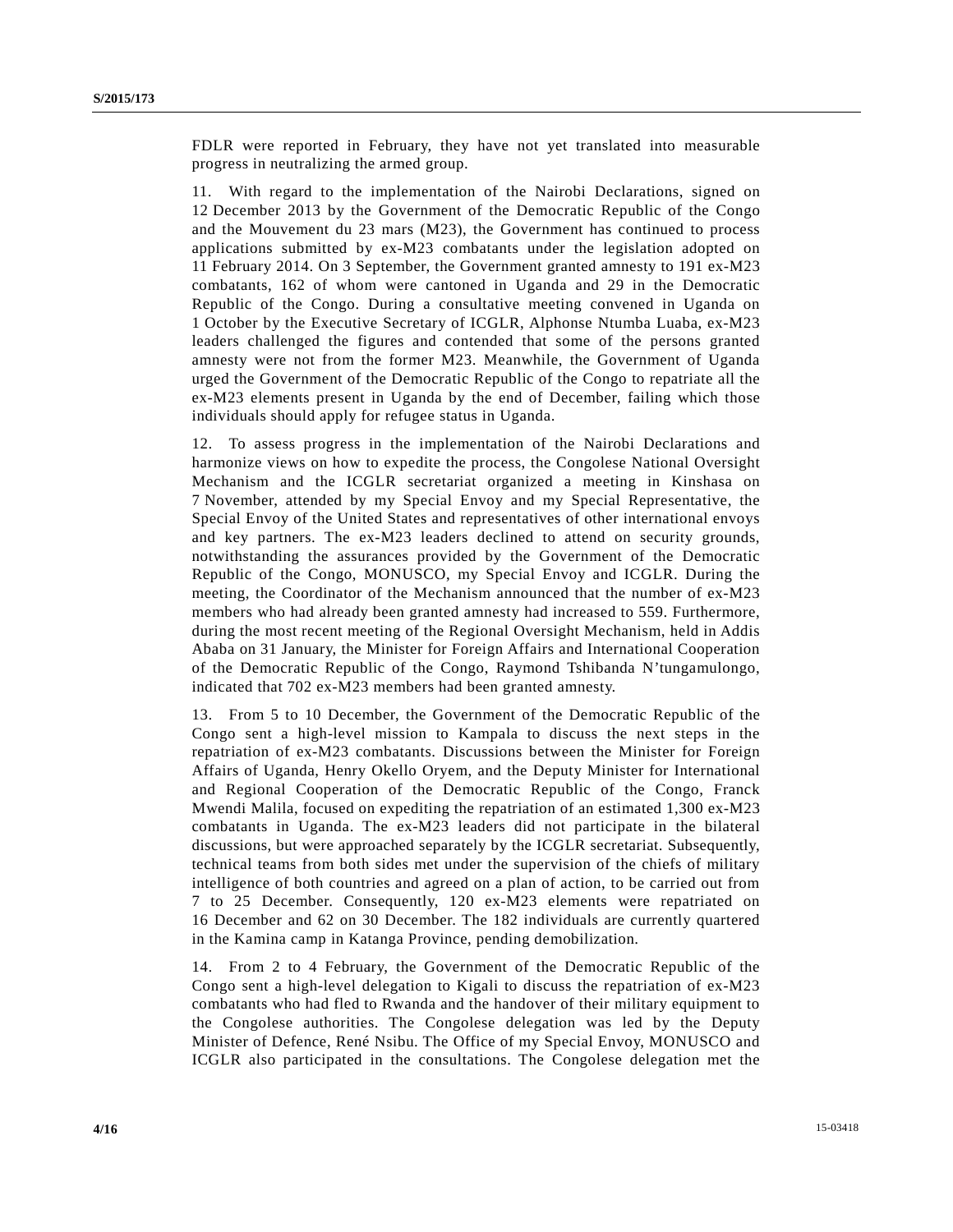FDLR were reported in February, they have not yet translated into measurable progress in neutralizing the armed group.

11. With regard to the implementation of the Nairobi Declarations, signed on 12 December 2013 by the Government of the Democratic Republic of the Congo and the Mouvement du 23 mars (M23), the Government has continued to process applications submitted by ex-M23 combatants under the legislation adopted on 11 February 2014. On 3 September, the Government granted amnesty to 191 ex-M23 combatants, 162 of whom were cantoned in Uganda and 29 in the Democratic Republic of the Congo. During a consultative meeting convened in Uganda on 1 October by the Executive Secretary of ICGLR, Alphonse Ntumba Luaba, ex-M23 leaders challenged the figures and contended that some of the persons granted amnesty were not from the former M23. Meanwhile, the Government of Uganda urged the Government of the Democratic Republic of the Congo to repatriate all the ex-M23 elements present in Uganda by the end of December, failing which those individuals should apply for refugee status in Uganda.

12. To assess progress in the implementation of the Nairobi Declarations and harmonize views on how to expedite the process, the Congolese National Oversight Mechanism and the ICGLR secretariat organized a meeting in Kinshasa on 7 November, attended by my Special Envoy and my Special Representative, the Special Envoy of the United States and representatives of other international envoys and key partners. The ex-M23 leaders declined to attend on security grounds, notwithstanding the assurances provided by the Government of the Democratic Republic of the Congo, MONUSCO, my Special Envoy and ICGLR. During the meeting, the Coordinator of the Mechanism announced that the number of ex-M23 members who had already been granted amnesty had increased to 559. Furthermore, during the most recent meeting of the Regional Oversight Mechanism, held in Addis Ababa on 31 January, the Minister for Foreign Affairs and International Cooperation of the Democratic Republic of the Congo, Raymond Tshibanda N'tungamulongo, indicated that 702 ex-M23 members had been granted amnesty.

13. From 5 to 10 December, the Government of the Democratic Republic of the Congo sent a high-level mission to Kampala to discuss the next steps in the repatriation of ex-M23 combatants. Discussions between the Minister for Foreign Affairs of Uganda, Henry Okello Oryem, and the Deputy Minister for International and Regional Cooperation of the Democratic Republic of the Congo, Franck Mwendi Malila, focused on expediting the repatriation of an estimated 1,300 ex-M23 combatants in Uganda. The ex-M23 leaders did not participate in the bilateral discussions, but were approached separately by the ICGLR secretariat. Subsequently, technical teams from both sides met under the supervision of the chiefs of military intelligence of both countries and agreed on a plan of action, to be carried out from 7 to 25 December. Consequently, 120 ex-M23 elements were repatriated on 16 December and 62 on 30 December. The 182 individuals are currently quartered in the Kamina camp in Katanga Province, pending demobilization.

14. From 2 to 4 February, the Government of the Democratic Republic of the Congo sent a high-level delegation to Kigali to discuss the repatriation of ex-M23 combatants who had fled to Rwanda and the handover of their military equipment to the Congolese authorities. The Congolese delegation was led by the Deputy Minister of Defence, René Nsibu. The Office of my Special Envoy, MONUSCO and ICGLR also participated in the consultations. The Congolese delegation met the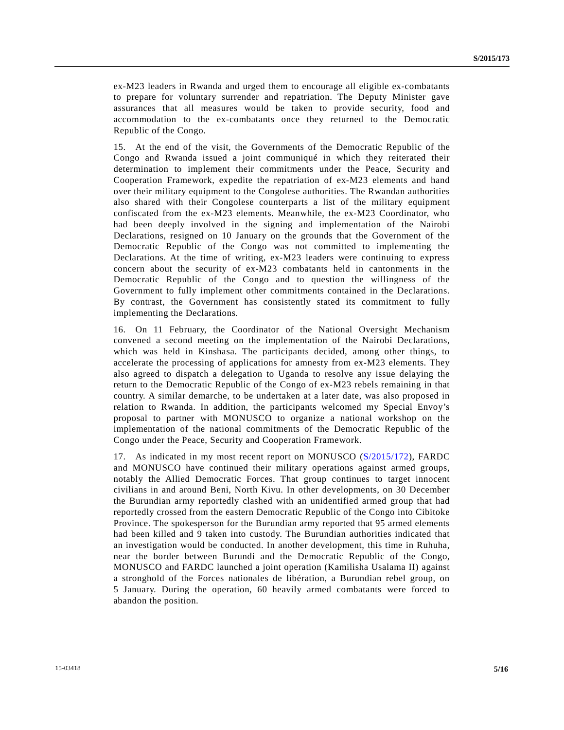ex-M23 leaders in Rwanda and urged them to encourage all eligible ex-combatants to prepare for voluntary surrender and repatriation. The Deputy Minister gave assurances that all measures would be taken to provide security, food and accommodation to the ex-combatants once they returned to the Democratic Republic of the Congo.

15. At the end of the visit, the Governments of the Democratic Republic of the Congo and Rwanda issued a joint communiqué in which they reiterated their determination to implement their commitments under the Peace, Security and Cooperation Framework, expedite the repatriation of ex-M23 elements and hand over their military equipment to the Congolese authorities. The Rwandan authorities also shared with their Congolese counterparts a list of the military equipment confiscated from the ex-M23 elements. Meanwhile, the ex-M23 Coordinator, who had been deeply involved in the signing and implementation of the Nairobi Declarations, resigned on 10 January on the grounds that the Government of the Democratic Republic of the Congo was not committed to implementing the Declarations. At the time of writing, ex-M23 leaders were continuing to express concern about the security of ex-M23 combatants held in cantonments in the Democratic Republic of the Congo and to question the willingness of the Government to fully implement other commitments contained in the Declarations. By contrast, the Government has consistently stated its commitment to fully implementing the Declarations.

16. On 11 February, the Coordinator of the National Oversight Mechanism convened a second meeting on the implementation of the Nairobi Declarations, which was held in Kinshasa. The participants decided, among other things, to accelerate the processing of applications for amnesty from ex-M23 elements. They also agreed to dispatch a delegation to Uganda to resolve any issue delaying the return to the Democratic Republic of the Congo of ex-M23 rebels remaining in that country. A similar demarche, to be undertaken at a later date, was also proposed in relation to Rwanda. In addition, the participants welcomed my Special Envoy's proposal to partner with MONUSCO to organize a national workshop on the implementation of the national commitments of the Democratic Republic of the Congo under the Peace, Security and Cooperation Framework.

17. As indicated in my most recent report on MONUSCO (S/2015/172), FARDC and MONUSCO have continued their military operations against armed groups, notably the Allied Democratic Forces. That group continues to target innocent civilians in and around Beni, North Kivu. In other developments, on 30 December the Burundian army reportedly clashed with an unidentified armed group that had reportedly crossed from the eastern Democratic Republic of the Congo into Cibitoke Province. The spokesperson for the Burundian army reported that 95 armed elements had been killed and 9 taken into custody. The Burundian authorities indicated that an investigation would be conducted. In another development, this time in Ruhuha, near the border between Burundi and the Democratic Republic of the Congo, MONUSCO and FARDC launched a joint operation (Kamilisha Usalama II) against a stronghold of the Forces nationales de libération, a Burundian rebel group, on 5 January. During the operation, 60 heavily armed combatants were forced to abandon the position.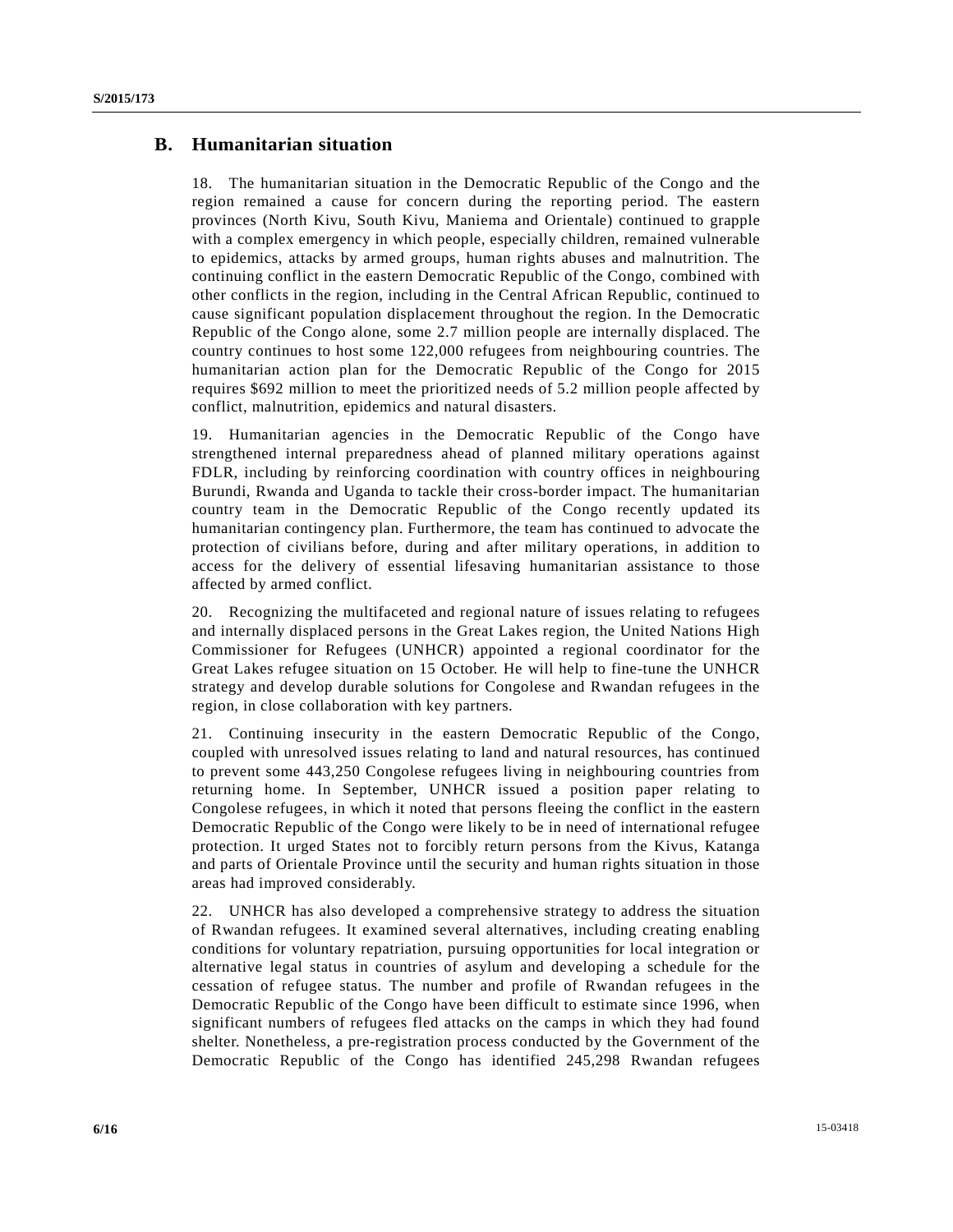## B. Humanitarian situation

18. The humanitarian situation in the Democratic Republic of the Congo and the region remained a cause for concern during the reporting period. The eastern provinces (North Kivu, South Kivu, Maniema and Orientale) continued to grapple with a complex emergency in which people, especially children, remained vulnerable to epidemics, attacks by armed groups, human rights abuses and malnutrition. The continuing conflict in the eastern Democratic Republic of the Congo, combined with other conflicts in the region, including in the Central African Republic, continued to cause significant population displacement throughout the region. In the Democratic Republic of the Congo alone, some 2.7 million people are internally displaced. The country continues to host some 122,000 refugees from neighbouring countries. The humanitarian action plan for the Democratic Republic of the Congo for 2015 requires $692 million to meet the prioritized needs of 5.2 million people affected by conflict, malnutrition, epidemics and natural disasters.

19. Humanitarian agencies in the Democratic Republic of the Congo have strengthened internal preparedness ahead of planned military operations against FDLR, including by reinforcing coordination with country offices in neighbouring Burundi, Rwanda and Uganda to tackle their cross-border impact. The humanitarian country team in the Democratic Republic of the Congo recently updated its humanitarian contingency plan. Furthermore, the team has continued to advocate the protection of civilians before, during and after military operations, in addition to access for the delivery of essential lifesaving humanitarian assistance to those affected by armed conflict.

20. Recognizing the multifaceted and regional nature of issues relating to refugees and internally displaced persons in the Great Lakes region, the United Nations High Commissioner for Refugees (UNHCR) appointed a regional coordinator for the Great Lakes refugee situation on 15 October. He will help to fine-tune the UNHCR strategy and develop durable solutions for Congolese and Rwandan refugees in the region, in close collaboration with key partners.

21. Continuing insecurity in the eastern Democratic Republic of the Congo, coupled with unresolved issues relating to land and natural resources, has continued to prevent some 443,250 Congolese refugees living in neighbouring countries from returning home. In September, UNHCR issued a position paper relating to Congolese refugees, in which it noted that persons fleeing the conflict in the eastern Democratic Republic of the Congo were likely to be in need of international refugee protection. It urged States not to forcibly return persons from the Kivus, Katanga and parts of Orientale Province until the security and human rights situation in those areas had improved considerably.

22. UNHCR has also developed a comprehensive strategy to address the situation of Rwandan refugees. It examined several alternatives, including creating enabling conditions for voluntary repatriation, pursuing opportunities for local integration or alternative legal status in countries of asylum and developing a schedule for the cessation of refugee status. The number and profile of Rwandan refugees in the Democratic Republic of the Congo have been difficult to estimate since 1996, when significant numbers of refugees fled attacks on the camps in which they had found shelter. Nonetheless, a pre-registration process conducted by the Government of the Democratic Republic of the Congo has identified 245,298 Rwandan refugees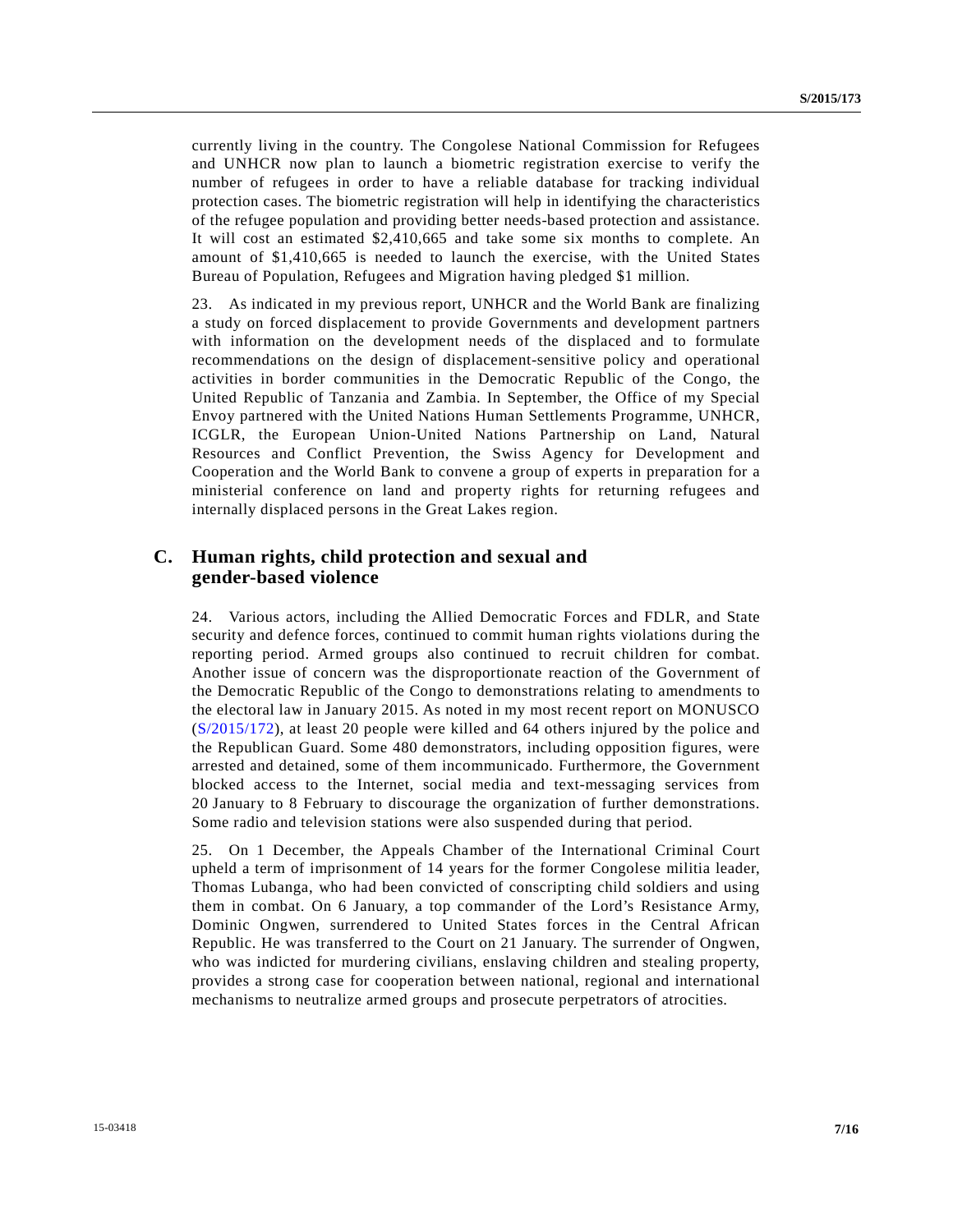currently living in the country. The Congolese National Commission for Refugees and UNHCR now plan to launch a biometric registration exercise to verify the number of refugees in order to have a reliable database for tracking individual protection cases. The biometric registration will help in identifying the characteristics of the refugee population and providing better needs-based protection and assistance. It will cost an estimated $2,410,665 and take some six months to complete. An amount of $1,410,665 is needed to launch the exercise, with the United States Bureau of Population, Refugees and Migration having pledged $1 million.

23. As indicated in my previous report, UNHCR and the World Bank are finalizing a study on forced displacement to provide Governments and development partners with information on the development needs of the displaced and to formulate recommendations on the design of displacement-sensitive policy and operational activities in border communities in the Democratic Republic of the Congo, the United Republic of Tanzania and Zambia. In September, the Office of my Special Envoy partnered with the United Nations Human Settlements Programme, UNHCR, ICGLR, the European Union-United Nations Partnership on Land, Natural Resources and Conflict Prevention, the Swiss Agency for Development and Cooperation and the World Bank to convene a group of experts in preparation for a ministerial conference on land and property rights for returning refugees and internally displaced persons in the Great Lakes region.

## C. Human rights, child protection and sexual and gender-based violence

24. Various actors, including the Allied Democratic Forces and FDLR, and State security and defence forces, continued to commit human rights violations during the reporting period. Armed groups also continued to recruit children for combat. Another issue of concern was the disproportionate reaction of the Government of the Democratic Republic of the Congo to demonstrations relating to amendments to the electoral law in January 2015. As noted in my most recent report on MONUSCO (S/2015/172), at least 20 people were killed and 64 others injured by the police and the Republican Guard. Some 480 demonstrators, including opposition figures, were arrested and detained, some of them incommunicado. Furthermore, the Government blocked access to the Internet, social media and text-messaging services from 20 January to 8 February to discourage the organization of further demonstrations. Some radio and television stations were also suspended during that period.

25. On 1 December, the Appeals Chamber of the International Criminal Court upheld a term of imprisonment of 14 years for the former Congolese militia leader, Thomas Lubanga, who had been convicted of conscripting child soldiers and using them in combat. On 6 January, a top commander of the Lord's Resistance Army, Dominic Ongwen, surrendered to United States forces in the Central African Republic. He was transferred to the Court on 21 January. The surrender of Ongwen, who was indicted for murdering civilians, enslaving children and stealing property, provides a strong case for cooperation between national, regional and international mechanisms to neutralize armed groups and prosecute perpetrators of atrocities.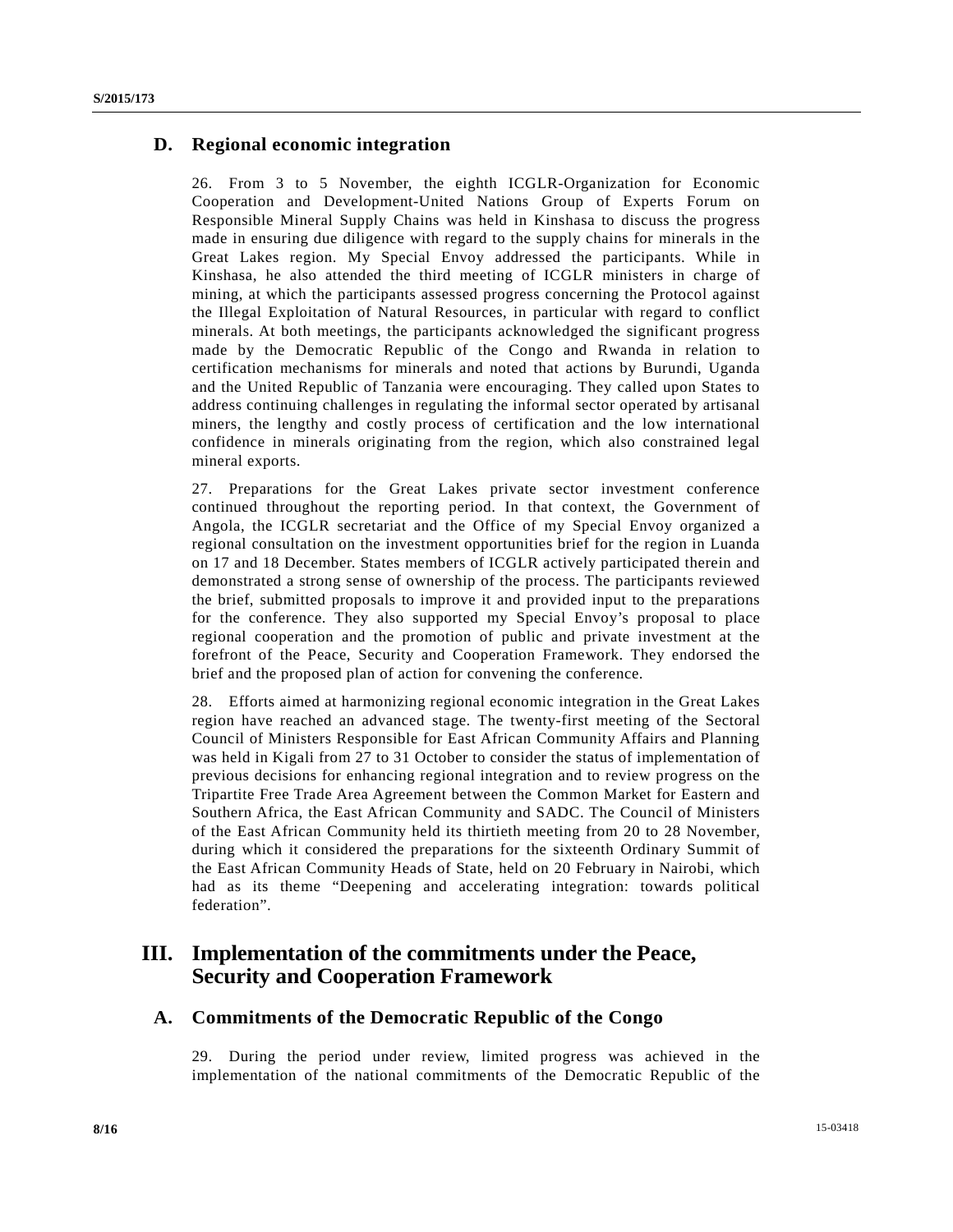## D. Regional economic integration

26. From 3 to 5 November, the eighth ICGLR-Organization for Economic Cooperation and Development-United Nations Group of Experts Forum on Responsible Mineral Supply Chains was held in Kinshasa to discuss the progress made in ensuring due diligence with regard to the supply chains for minerals in the Great Lakes region. My Special Envoy addressed the participants. While in Kinshasa, he also attended the third meeting of ICGLR ministers in charge of mining, at which the participants assessed progress concerning the Protocol against the Illegal Exploitation of Natural Resources, in particular with regard to conflict minerals. At both meetings, the participants acknowledged the significant progress made by the Democratic Republic of the Congo and Rwanda in relation to certification mechanisms for minerals and noted that actions by Burundi, Uganda and the United Republic of Tanzania were encouraging. They called upon States to address continuing challenges in regulating the informal sector operated by artisanal miners, the lengthy and costly process of certification and the low international confidence in minerals originating from the region, which also constrained legal mineral exports.

27. Preparations for the Great Lakes private sector investment conference continued throughout the reporting period. In that context, the Government of Angola, the ICGLR secretariat and the Office of my Special Envoy organized a regional consultation on the investment opportunities brief for the region in Luanda on 17 and 18 December. States members of ICGLR actively participated therein and demonstrated a strong sense of ownership of the process. The participants reviewed the brief, submitted proposals to improve it and provided input to the preparations for the conference. They also supported my Special Envoy's proposal to place regional cooperation and the promotion of public and private investment at the forefront of the Peace, Security and Cooperation Framework. They endorsed the brief and the proposed plan of action for convening the conference.

28. Efforts aimed at harmonizing regional economic integration in the Great Lakes region have reached an advanced stage. The twenty-first meeting of the Sectoral Council of Ministers Responsible for East African Community Affairs and Planning was held in Kigali from 27 to 31 October to consider the status of implementation of previous decisions for enhancing regional integration and to review progress on the Tripartite Free Trade Area Agreement between the Common Market for Eastern and Southern Africa, the East African Community and SADC. The Council of Ministers of the East African Community held its thirtieth meeting from 20 to 28 November, during which it considered the preparations for the sixteenth Ordinary Summit of the East African Community Heads of State, held on 20 February in Nairobi, which had as its theme "Deepening and accelerating integration: towards political federation".

# III. Implementation of the commitments under the Peace, Security and Cooperation Framework

## A. Commitments of the Democratic Republic of the Congo

29. During the period under review, limited progress was achieved in the implementation of the national commitments of the Democratic Republic of the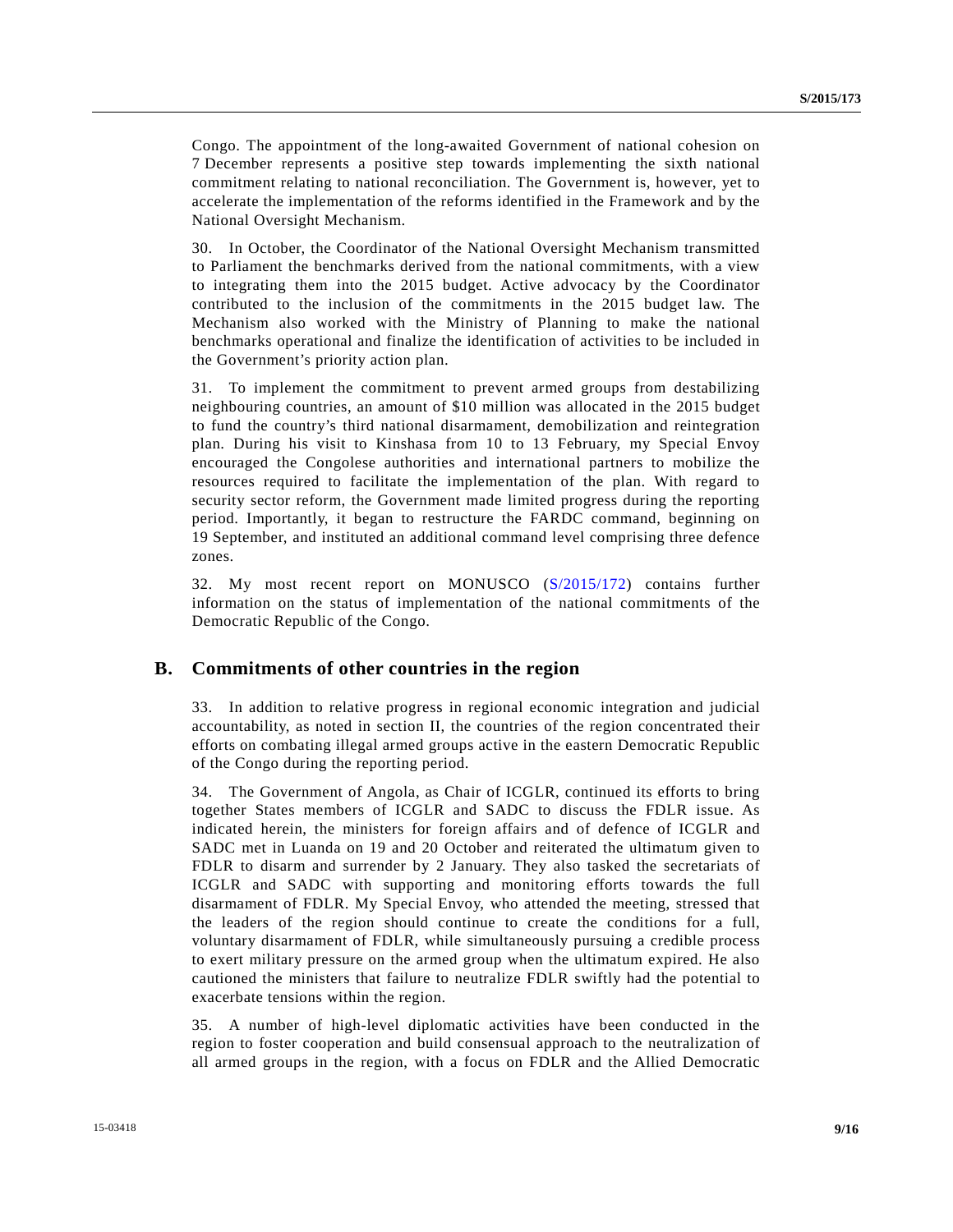Congo. The appointment of the long-awaited Government of national cohesion on 7 December represents a positive step towards implementing the sixth national commitment relating to national reconciliation. The Government is, however, yet to accelerate the implementation of the reforms identified in the Framework and by the National Oversight Mechanism.

30. In October, the Coordinator of the National Oversight Mechanism transmitted to Parliament the benchmarks derived from the national commitments, with a view to integrating them into the 2015 budget. Active advocacy by the Coordinator contributed to the inclusion of the commitments in the 2015 budget law. The Mechanism also worked with the Ministry of Planning to make the national benchmarks operational and finalize the identification of activities to be included in the Government's priority action plan.

31. To implement the commitment to prevent armed groups from destabilizing neighbouring countries, an amount of $10 million was allocated in the 2015 budget to fund the country's third national disarmament, demobilization and reintegration plan. During his visit to Kinshasa from 10 to 13 February, my Special Envoy encouraged the Congolese authorities and international partners to mobilize the resources required to facilitate the implementation of the plan. With regard to security sector reform, the Government made limited progress during the reporting period. Importantly, it began to restructure the FARDC command, beginning on 19 September, and instituted an additional command level comprising three defence zones.

32. My most recent report on MONUSCO (S/2015/172) contains further information on the status of implementation of the national commitments of the Democratic Republic of the Congo.

## B. Commitments of other countries in the region

33. In addition to relative progress in regional economic integration and judicial accountability, as noted in section II, the countries of the region concentrated their efforts on combating illegal armed groups active in the eastern Democratic Republic of the Congo during the reporting period.

34. The Government of Angola, as Chair of ICGLR, continued its efforts to bring together States members of ICGLR and SADC to discuss the FDLR issue. As indicated herein, the ministers for foreign affairs and of defence of ICGLR and SADC met in Luanda on 19 and 20 October and reiterated the ultimatum given to FDLR to disarm and surrender by 2 January. They also tasked the secretariats of ICGLR and SADC with supporting and monitoring efforts towards the full disarmament of FDLR. My Special Envoy, who attended the meeting, stressed that the leaders of the region should continue to create the conditions for a full, voluntary disarmament of FDLR, while simultaneously pursuing a credible process to exert military pressure on the armed group when the ultimatum expired. He also cautioned the ministers that failure to neutralize FDLR swiftly had the potential to exacerbate tensions within the region.

35. A number of high-level diplomatic activities have been conducted in the region to foster cooperation and build consensual approach to the neutralization of all armed groups in the region, with a focus on FDLR and the Allied Democratic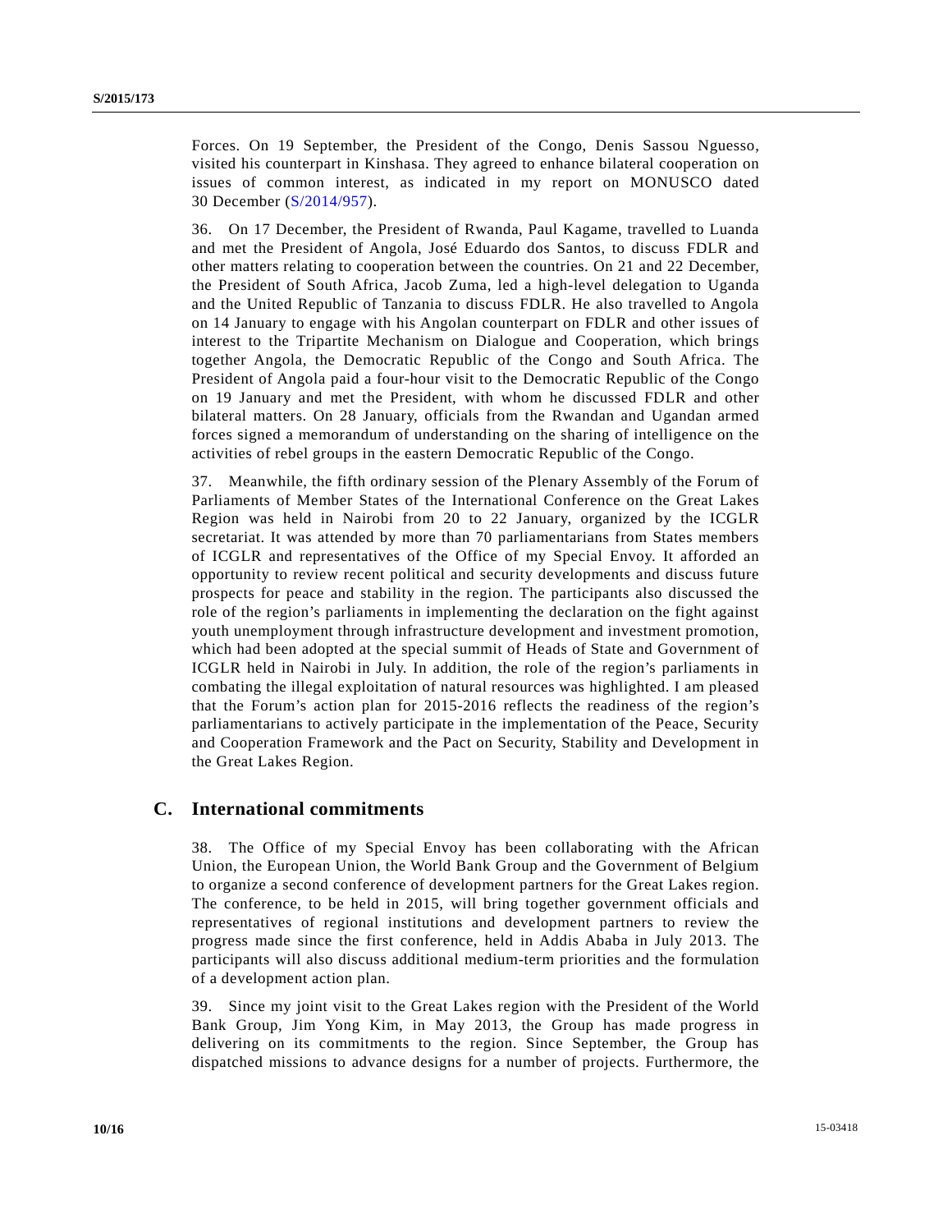Forces. On 19 September, the President of the Congo, Denis Sassou Nguesso, visited his counterpart in Kinshasa. They agreed to enhance bilateral cooperation on issues of common interest, as indicated in my report on MONUSCO dated 30 December (S/2014/957).

36. On 17 December, the President of Rwanda, Paul Kagame, travelled to Luanda and met the President of Angola, José Eduardo dos Santos, to discuss FDLR and other matters relating to cooperation between the countries. On 21 and 22 December, the President of South Africa, Jacob Zuma, led a high-level delegation to Uganda and the United Republic of Tanzania to discuss FDLR. He also travelled to Angola on 14 January to engage with his Angolan counterpart on FDLR and other issues of interest to the Tripartite Mechanism on Dialogue and Cooperation, which brings together Angola, the Democratic Republic of the Congo and South Africa. The President of Angola paid a four-hour visit to the Democratic Republic of the Congo on 19 January and met the President, with whom he discussed FDLR and other bilateral matters. On 28 January, officials from the Rwandan and Ugandan armed forces signed a memorandum of understanding on the sharing of intelligence on the activities of rebel groups in the eastern Democratic Republic of the Congo.

37. Meanwhile, the fifth ordinary session of the Plenary Assembly of the Forum of Parliaments of Member States of the International Conference on the Great Lakes Region was held in Nairobi from 20 to 22 January, organized by the ICGLR secretariat. It was attended by more than 70 parliamentarians from States members of ICGLR and representatives of the Office of my Special Envoy. It afforded an opportunity to review recent political and security developments and discuss future prospects for peace and stability in the region. The participants also discussed the role of the region's parliaments in implementing the declaration on the fight against youth unemployment through infrastructure development and investment promotion, which had been adopted at the special summit of Heads of State and Government of ICGLR held in Nairobi in July. In addition, the role of the region's parliaments in combating the illegal exploitation of natural resources was highlighted. I am pleased that the Forum's action plan for 2015-2016 reflects the readiness of the region's parliamentarians to actively participate in the implementation of the Peace, Security and Cooperation Framework and the Pact on Security, Stability and Development in the Great Lakes Region.

## C. International commitments

38. The Office of my Special Envoy has been collaborating with the African Union, the European Union, the World Bank Group and the Government of Belgium to organize a second conference of development partners for the Great Lakes region. The conference, to be held in 2015, will bring together government officials and representatives of regional institutions and development partners to review the progress made since the first conference, held in Addis Ababa in July 2013. The participants will also discuss additional medium-term priorities and the formulation of a development action plan.

39. Since my joint visit to the Great Lakes region with the President of the World Bank Group, Jim Yong Kim, in May 2013, the Group has made progress in delivering on its commitments to the region. Since September, the Group has dispatched missions to advance designs for a number of projects. Furthermore, the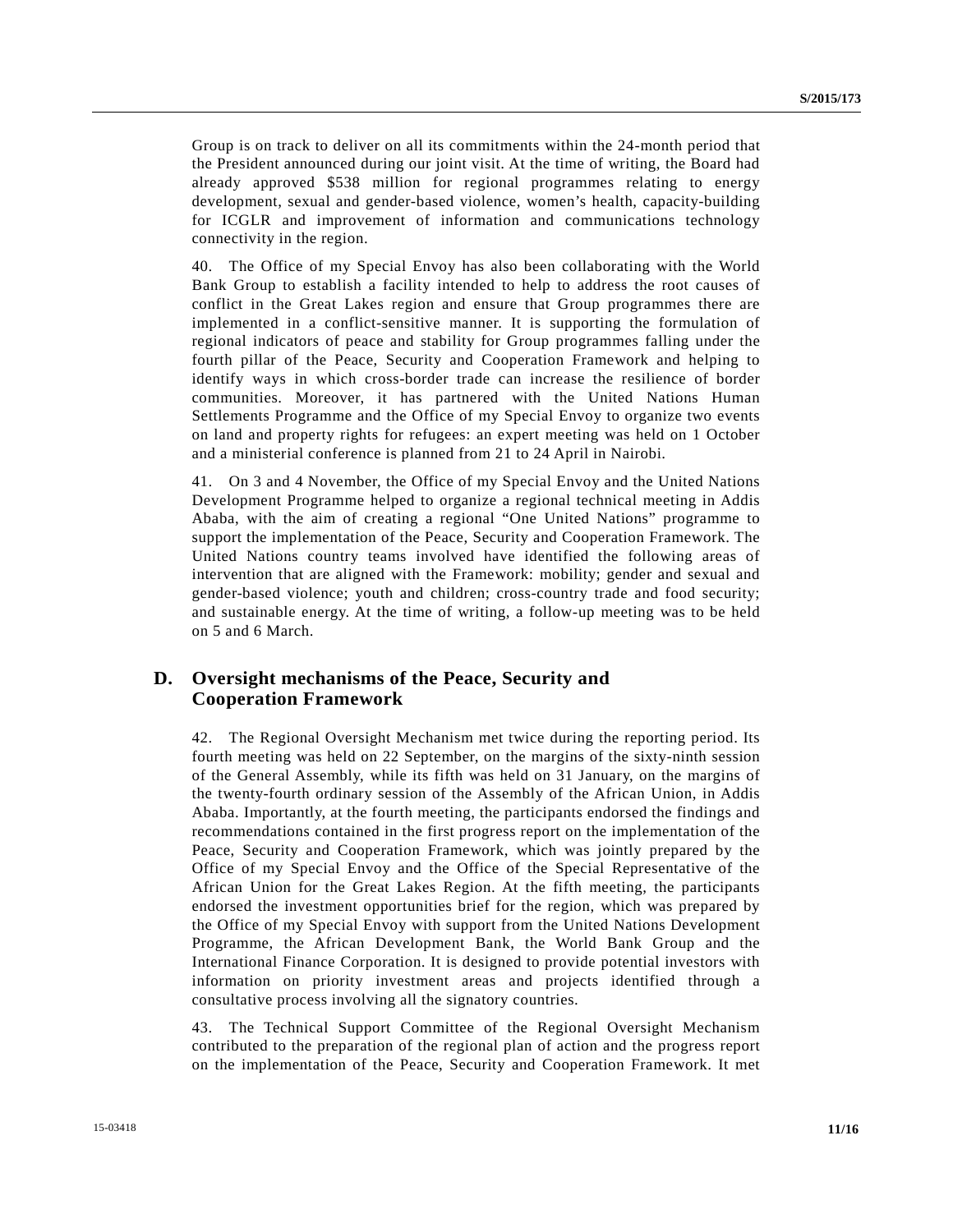Group is on track to deliver on all its commitments within the 24-month period that the President announced during our joint visit. At the time of writing, the Board had already approved \$538 million for regional programmes relating to energy development, sexual and gender-based violence, women's health, capacity-building for ICGLR and improvement of information and communications technology connectivity in the region.

40. The Office of my Special Envoy has also been collaborating with the World Bank Group to establish a facility intended to help to address the root causes of conflict in the Great Lakes region and ensure that Group programmes there are implemented in a conflict-sensitive manner. It is supporting the formulation of regional indicators of peace and stability for Group programmes falling under the fourth pillar of the Peace, Security and Cooperation Framework and helping to identify ways in which cross-border trade can increase the resilience of border communities. Moreover, it has partnered with the United Nations Human Settlements Programme and the Office of my Special Envoy to organize two events on land and property rights for refugees: an expert meeting was held on 1 October and a ministerial conference is planned from 21 to 24 April in Nairobi.

41. On 3 and 4 November, the Office of my Special Envoy and the United Nations Development Programme helped to organize a regional technical meeting in Addis Ababa, with the aim of creating a regional "One United Nations" programme to support the implementation of the Peace, Security and Cooperation Framework. The United Nations country teams involved have identified the following areas of intervention that are aligned with the Framework: mobility; gender and sexual and gender-based violence; youth and children; cross-country trade and food security; and sustainable energy. At the time of writing, a follow-up meeting was to be held on 5 and 6 March.

## D. Oversight mechanisms of the Peace, Security and Cooperation Framework

42. The Regional Oversight Mechanism met twice during the reporting period. Its fourth meeting was held on 22 September, on the margins of the sixty-ninth session of the General Assembly, while its fifth was held on 31 January, on the margins of the twenty-fourth ordinary session of the Assembly of the African Union, in Addis Ababa. Importantly, at the fourth meeting, the participants endorsed the findings and recommendations contained in the first progress report on the implementation of the Peace, Security and Cooperation Framework, which was jointly prepared by the Office of my Special Envoy and the Office of the Special Representative of the African Union for the Great Lakes Region. At the fifth meeting, the participants endorsed the investment opportunities brief for the region, which was prepared by the Office of my Special Envoy with support from the United Nations Development Programme, the African Development Bank, the World Bank Group and the International Finance Corporation. It is designed to provide potential investors with information on priority investment areas and projects identified through a consultative process involving all the signatory countries.

43. The Technical Support Committee of the Regional Oversight Mechanism contributed to the preparation of the regional plan of action and the progress report on the implementation of the Peace, Security and Cooperation Framework. It met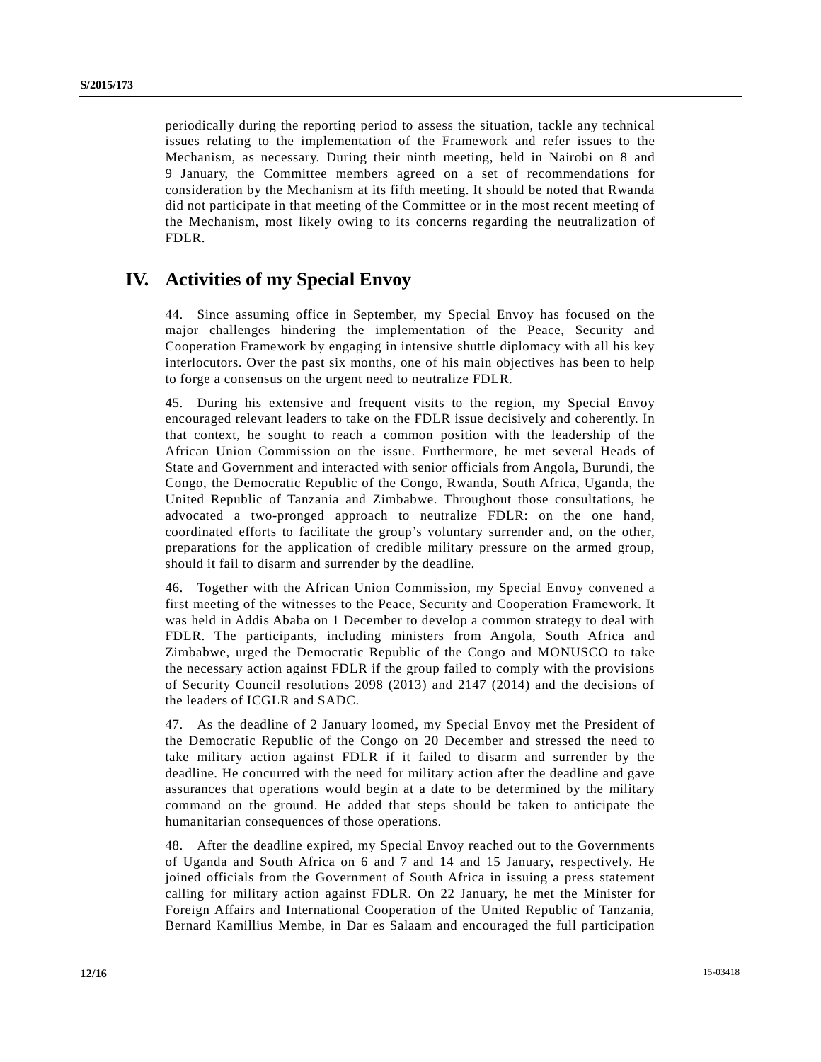periodically during the reporting period to assess the situation, tackle any technical issues relating to the implementation of the Framework and refer issues to the Mechanism, as necessary. During their ninth meeting, held in Nairobi on 8 and 9 January, the Committee members agreed on a set of recommendations for consideration by the Mechanism at its fifth meeting. It should be noted that Rwanda did not participate in that meeting of the Committee or in the most recent meeting of the Mechanism, most likely owing to its concerns regarding the neutralization of FDLR.

## IV. Activities of my Special Envoy

44. Since assuming office in September, my Special Envoy has focused on the major challenges hindering the implementation of the Peace, Security and Cooperation Framework by engaging in intensive shuttle diplomacy with all his key interlocutors. Over the past six months, one of his main objectives has been to help to forge a consensus on the urgent need to neutralize FDLR.

45. During his extensive and frequent visits to the region, my Special Envoy encouraged relevant leaders to take on the FDLR issue decisively and coherently. In that context, he sought to reach a common position with the leadership of the African Union Commission on the issue. Furthermore, he met several Heads of State and Government and interacted with senior officials from Angola, Burundi, the Congo, the Democratic Republic of the Congo, Rwanda, South Africa, Uganda, the United Republic of Tanzania and Zimbabwe. Throughout those consultations, he advocated a two-pronged approach to neutralize FDLR: on the one hand, coordinated efforts to facilitate the group's voluntary surrender and, on the other, preparations for the application of credible military pressure on the armed group, should it fail to disarm and surrender by the deadline.

46. Together with the African Union Commission, my Special Envoy convened a first meeting of the witnesses to the Peace, Security and Cooperation Framework. It was held in Addis Ababa on 1 December to develop a common strategy to deal with FDLR. The participants, including ministers from Angola, South Africa and Zimbabwe, urged the Democratic Republic of the Congo and MONUSCO to take the necessary action against FDLR if the group failed to comply with the provisions of Security Council resolutions 2098 (2013) and 2147 (2014) and the decisions of the leaders of ICGLR and SADC.

47. As the deadline of 2 January loomed, my Special Envoy met the President of the Democratic Republic of the Congo on 20 December and stressed the need to take military action against FDLR if it failed to disarm and surrender by the deadline. He concurred with the need for military action after the deadline and gave assurances that operations would begin at a date to be determined by the military command on the ground. He added that steps should be taken to anticipate the humanitarian consequences of those operations.

48. After the deadline expired, my Special Envoy reached out to the Governments of Uganda and South Africa on 6 and 7 and 14 and 15 January, respectively. He joined officials from the Government of South Africa in issuing a press statement calling for military action against FDLR. On 22 January, he met the Minister for Foreign Affairs and International Cooperation of the United Republic of Tanzania, Bernard Kamillius Membe, in Dar es Salaam and encouraged the full participation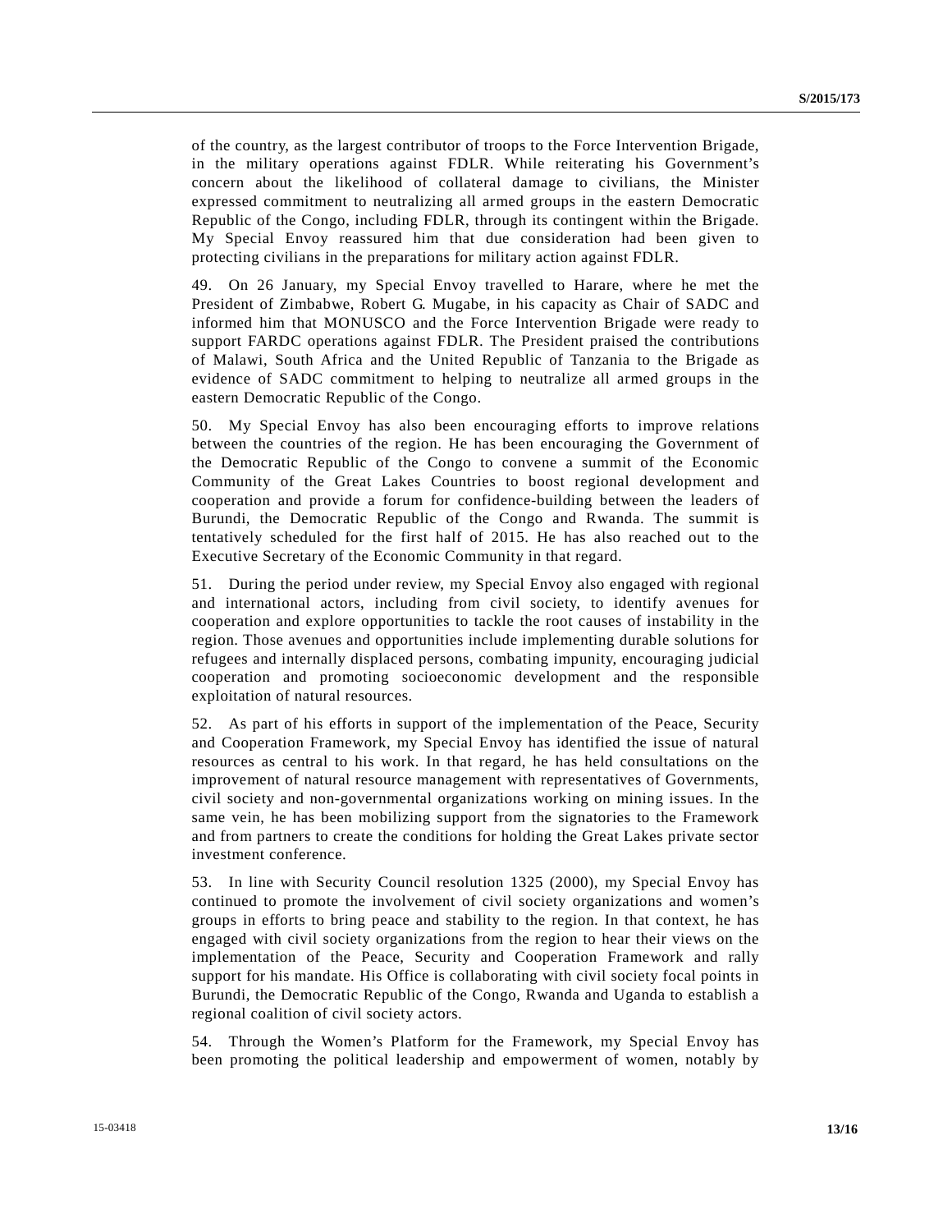of the country, as the largest contributor of troops to the Force Intervention Brigade, in the military operations against FDLR. While reiterating his Government's concern about the likelihood of collateral damage to civilians, the Minister expressed commitment to neutralizing all armed groups in the eastern Democratic Republic of the Congo, including FDLR, through its contingent within the Brigade. My Special Envoy reassured him that due consideration had been given to protecting civilians in the preparations for military action against FDLR.

49. On 26 January, my Special Envoy travelled to Harare, where he met the President of Zimbabwe, Robert G. Mugabe, in his capacity as Chair of SADC and informed him that MONUSCO and the Force Intervention Brigade were ready to support FARDC operations against FDLR. The President praised the contributions of Malawi, South Africa and the United Republic of Tanzania to the Brigade as evidence of SADC commitment to helping to neutralize all armed groups in the eastern Democratic Republic of the Congo.

50. My Special Envoy has also been encouraging efforts to improve relations between the countries of the region. He has been encouraging the Government of the Democratic Republic of the Congo to convene a summit of the Economic Community of the Great Lakes Countries to boost regional development and cooperation and provide a forum for confidence-building between the leaders of Burundi, the Democratic Republic of the Congo and Rwanda. The summit is tentatively scheduled for the first half of 2015. He has also reached out to the Executive Secretary of the Economic Community in that regard.

51. During the period under review, my Special Envoy also engaged with regional and international actors, including from civil society, to identify avenues for cooperation and explore opportunities to tackle the root causes of instability in the region. Those avenues and opportunities include implementing durable solutions for refugees and internally displaced persons, combating impunity, encouraging judicial cooperation and promoting socioeconomic development and the responsible exploitation of natural resources.

52. As part of his efforts in support of the implementation of the Peace, Security and Cooperation Framework, my Special Envoy has identified the issue of natural resources as central to his work. In that regard, he has held consultations on the improvement of natural resource management with representatives of Governments, civil society and non-governmental organizations working on mining issues. In the same vein, he has been mobilizing support from the signatories to the Framework and from partners to create the conditions for holding the Great Lakes private sector investment conference.

53. In line with Security Council resolution 1325 (2000), my Special Envoy has continued to promote the involvement of civil society organizations and women's groups in efforts to bring peace and stability to the region. In that context, he has engaged with civil society organizations from the region to hear their views on the implementation of the Peace, Security and Cooperation Framework and rally support for his mandate. His Office is collaborating with civil society focal points in Burundi, the Democratic Republic of the Congo, Rwanda and Uganda to establish a regional coalition of civil society actors.

54. Through the Women's Platform for the Framework, my Special Envoy has been promoting the political leadership and empowerment of women, notably by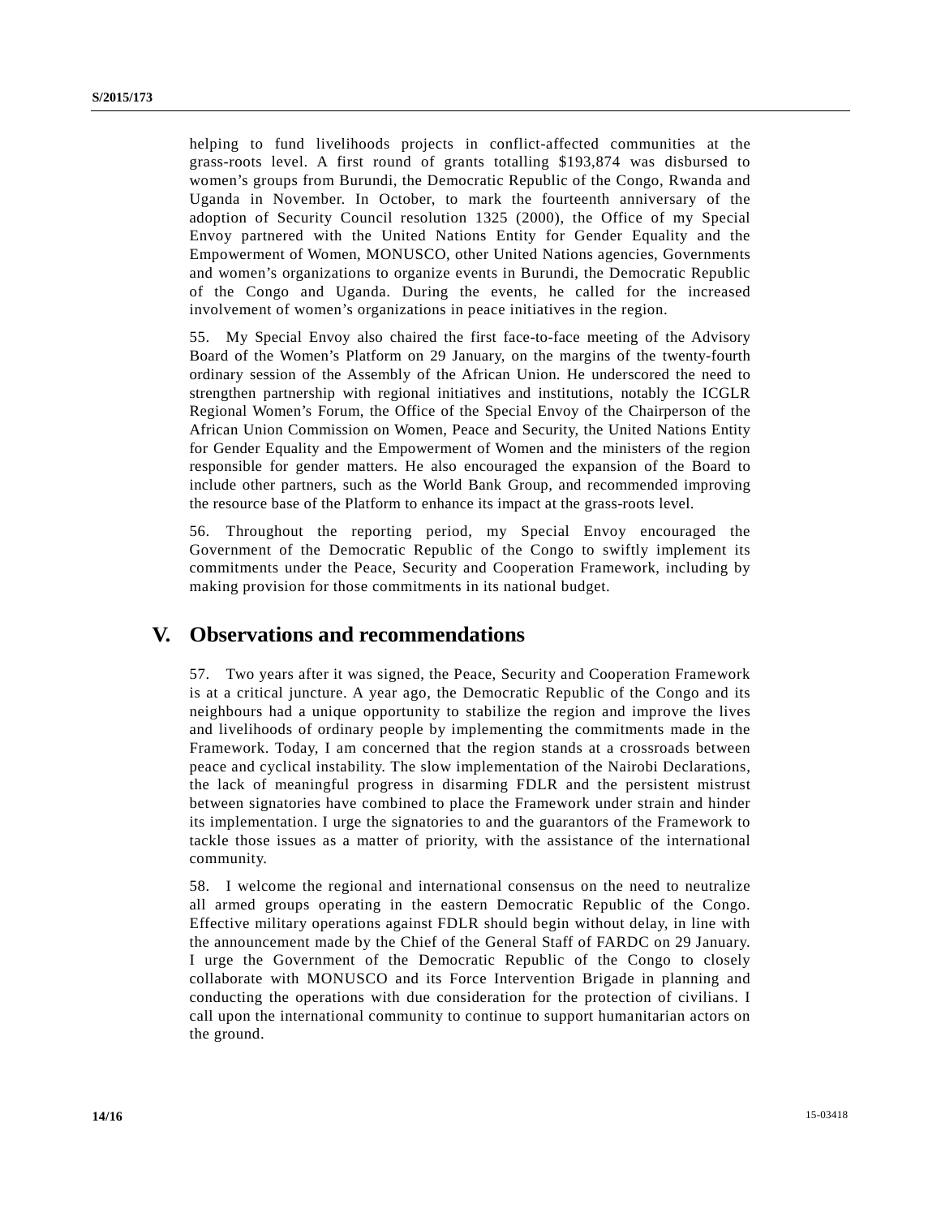helping to fund livelihoods projects in conflict-affected communities at the grass-roots level. A first round of grants totalling $193,874 was disbursed to women's groups from Burundi, the Democratic Republic of the Congo, Rwanda and Uganda in November. In October, to mark the fourteenth anniversary of the adoption of Security Council resolution 1325 (2000), the Office of my Special Envoy partnered with the United Nations Entity for Gender Equality and the Empowerment of Women, MONUSCO, other United Nations agencies, Governments and women's organizations to organize events in Burundi, the Democratic Republic of the Congo and Uganda. During the events, he called for the increased involvement of women's organizations in peace initiatives in the region.

55. My Special Envoy also chaired the first face-to-face meeting of the Advisory Board of the Women's Platform on 29 January, on the margins of the twenty-fourth ordinary session of the Assembly of the African Union. He underscored the need to strengthen partnership with regional initiatives and institutions, notably the ICGLR Regional Women's Forum, the Office of the Special Envoy of the Chairperson of the African Union Commission on Women, Peace and Security, the United Nations Entity for Gender Equality and the Empowerment of Women and the ministers of the region responsible for gender matters. He also encouraged the expansion of the Board to include other partners, such as the World Bank Group, and recommended improving the resource base of the Platform to enhance its impact at the grass-roots level.

56. Throughout the reporting period, my Special Envoy encouraged the Government of the Democratic Republic of the Congo to swiftly implement its commitments under the Peace, Security and Cooperation Framework, including by making provision for those commitments in its national budget.

# V. Observations and recommendations

57. Two years after it was signed, the Peace, Security and Cooperation Framework is at a critical juncture. A year ago, the Democratic Republic of the Congo and its neighbours had a unique opportunity to stabilize the region and improve the lives and livelihoods of ordinary people by implementing the commitments made in the Framework. Today, I am concerned that the region stands at a crossroads between peace and cyclical instability. The slow implementation of the Nairobi Declarations, the lack of meaningful progress in disarming FDLR and the persistent mistrust between signatories have combined to place the Framework under strain and hinder its implementation. I urge the signatories to and the guarantors of the Framework to tackle those issues as a matter of priority, with the assistance of the international community.

58. I welcome the regional and international consensus on the need to neutralize all armed groups operating in the eastern Democratic Republic of the Congo. Effective military operations against FDLR should begin without delay, in line with the announcement made by the Chief of the General Staff of FARDC on 29 January. I urge the Government of the Democratic Republic of the Congo to closely collaborate with MONUSCO and its Force Intervention Brigade in planning and conducting the operations with due consideration for the protection of civilians. I call upon the international community to continue to support humanitarian actors on the ground.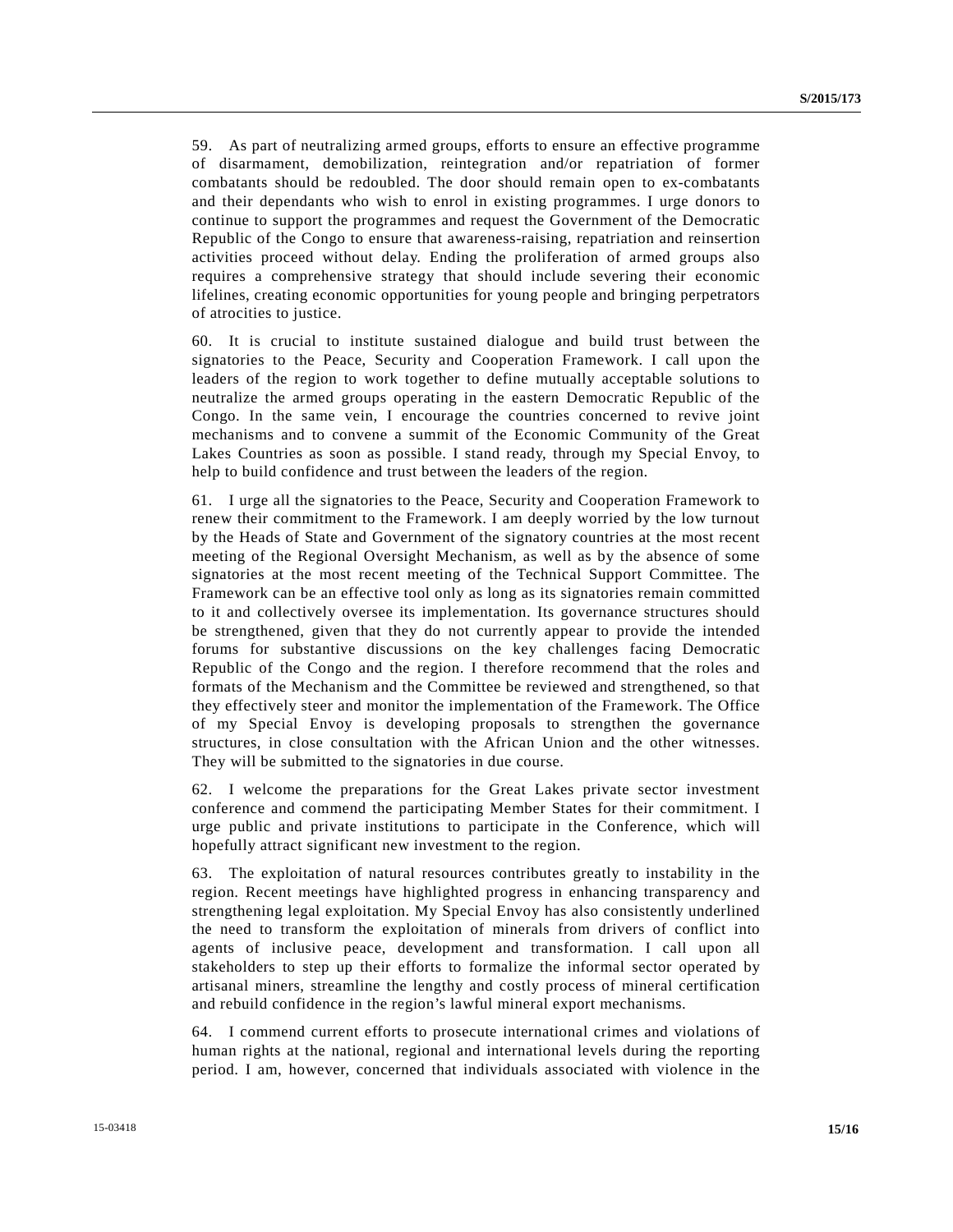59. As part of neutralizing armed groups, efforts to ensure an effective programme of disarmament, demobilization, reintegration and/or repatriation of former combatants should be redoubled. The door should remain open to ex-combatants and their dependants who wish to enrol in existing programmes. I urge donors to continue to support the programmes and request the Government of the Democratic Republic of the Congo to ensure that awareness-raising, repatriation and reinsertion activities proceed without delay. Ending the proliferation of armed groups also requires a comprehensive strategy that should include severing their economic lifelines, creating economic opportunities for young people and bringing perpetrators of atrocities to justice.

60. It is crucial to institute sustained dialogue and build trust between the signatories to the Peace, Security and Cooperation Framework. I call upon the leaders of the region to work together to define mutually acceptable solutions to neutralize the armed groups operating in the eastern Democratic Republic of the Congo. In the same vein, I encourage the countries concerned to revive joint mechanisms and to convene a summit of the Economic Community of the Great Lakes Countries as soon as possible. I stand ready, through my Special Envoy, to help to build confidence and trust between the leaders of the region.

61. I urge all the signatories to the Peace, Security and Cooperation Framework to renew their commitment to the Framework. I am deeply worried by the low turnout by the Heads of State and Government of the signatory countries at the most recent meeting of the Regional Oversight Mechanism, as well as by the absence of some signatories at the most recent meeting of the Technical Support Committee. The Framework can be an effective tool only as long as its signatories remain committed to it and collectively oversee its implementation. Its governance structures should be strengthened, given that they do not currently appear to provide the intended forums for substantive discussions on the key challenges facing Democratic Republic of the Congo and the region. I therefore recommend that the roles and formats of the Mechanism and the Committee be reviewed and strengthened, so that they effectively steer and monitor the implementation of the Framework. The Office of my Special Envoy is developing proposals to strengthen the governance structures, in close consultation with the African Union and the other witnesses. They will be submitted to the signatories in due course.

62. I welcome the preparations for the Great Lakes private sector investment conference and commend the participating Member States for their commitment. I urge public and private institutions to participate in the Conference, which will hopefully attract significant new investment to the region.

63. The exploitation of natural resources contributes greatly to instability in the region. Recent meetings have highlighted progress in enhancing transparency and strengthening legal exploitation. My Special Envoy has also consistently underlined the need to transform the exploitation of minerals from drivers of conflict into agents of inclusive peace, development and transformation. I call upon all stakeholders to step up their efforts to formalize the informal sector operated by artisanal miners, streamline the lengthy and costly process of mineral certification and rebuild confidence in the region's lawful mineral export mechanisms.

64. I commend current efforts to prosecute international crimes and violations of human rights at the national, regional and international levels during the reporting period. I am, however, concerned that individuals associated with violence in the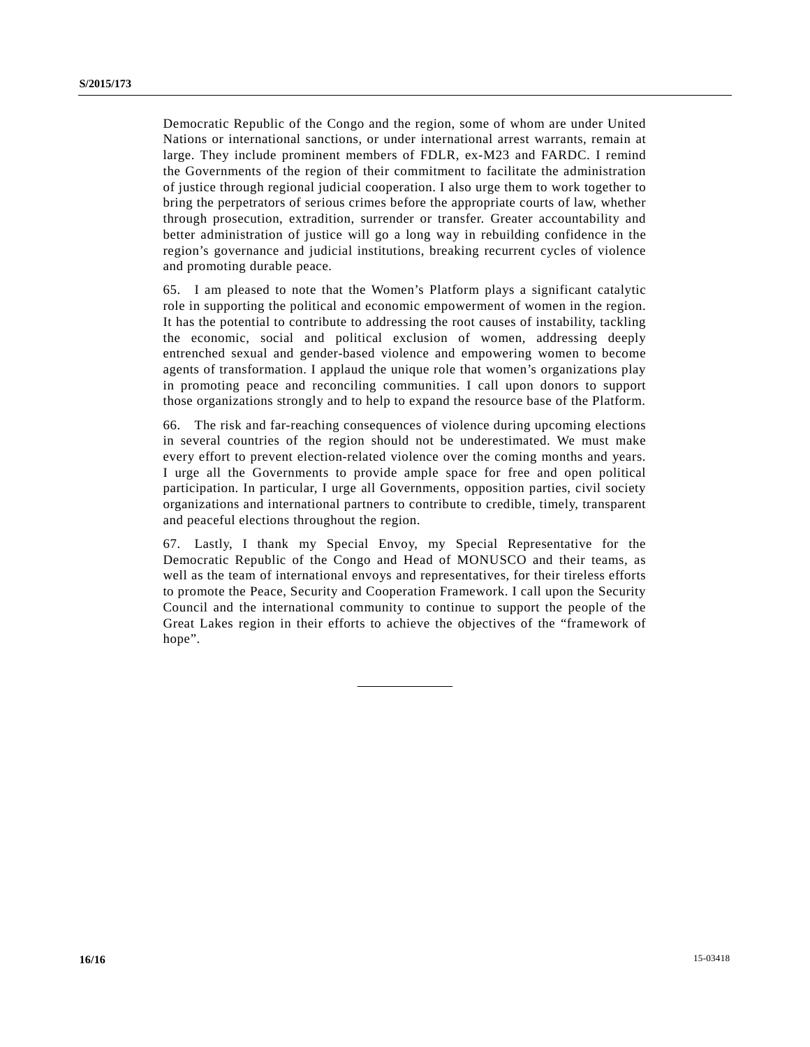Democratic Republic of the Congo and the region, some of whom are under United Nations or international sanctions, or under international arrest warrants, remain at large. They include prominent members of FDLR, ex-M23 and FARDC. I remind the Governments of the region of their commitment to facilitate the administration of justice through regional judicial cooperation. I also urge them to work together to bring the perpetrators of serious crimes before the appropriate courts of law, whether through prosecution, extradition, surrender or transfer. Greater accountability and better administration of justice will go a long way in rebuilding confidence in the region's governance and judicial institutions, breaking recurrent cycles of violence and promoting durable peace.

65. I am pleased to note that the Women's Platform plays a significant catalytic role in supporting the political and economic empowerment of women in the region. It has the potential to contribute to addressing the root causes of instability, tackling the economic, social and political exclusion of women, addressing deeply entrenched sexual and gender-based violence and empowering women to become agents of transformation. I applaud the unique role that women's organizations play in promoting peace and reconciling communities. I call upon donors to support those organizations strongly and to help to expand the resource base of the Platform.

66. The risk and far-reaching consequences of violence during upcoming elections in several countries of the region should not be underestimated. We must make every effort to prevent election-related violence over the coming months and years. I urge all the Governments to provide ample space for free and open political participation. In particular, I urge all Governments, opposition parties, civil society organizations and international partners to contribute to credible, timely, transparent and peaceful elections throughout the region.

67. Lastly, I thank my Special Envoy, my Special Representative for the Democratic Republic of the Congo and Head of MONUSCO and their teams, as well as the team of international envoys and representatives, for their tireless efforts to promote the Peace, Security and Cooperation Framework. I call upon the Security Council and the international community to continue to support the people of the Great Lakes region in their efforts to achieve the objectives of the "framework of hope".